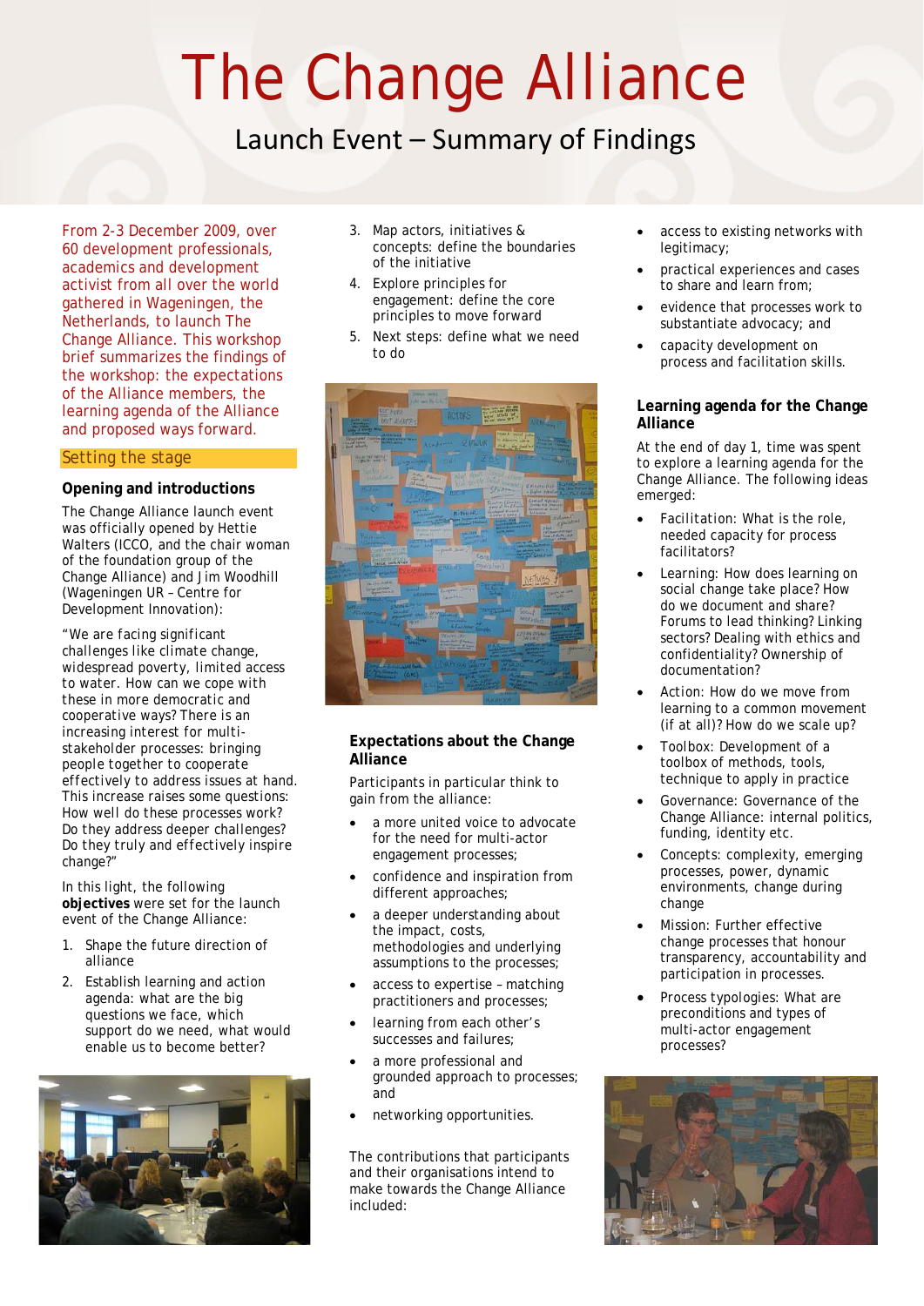# The Change Alliance

## Launch Event – Summary of Findings

From 2-3 December 2009, over 60 development professionals, academics and development activist from all over the world gathered in Wageningen, the Netherlands, to launch The Change Alliance. This workshop brief summarizes the findings of the workshop: the expectations of the Alliance members, the learning agenda of the Alliance and proposed ways forward.

## Setting the stage

### Opening and introductions

The Change Alliance launch event was officially opened by Hettie Walters (ICCO, and the chair woman of the foundation group of the Change Alliance) and Jim Woodhill (Wageningen UR – Centre for Development Innovation):

"We are facing significant challenges like climate change, widespread poverty, limited access to water. How can we cope with these in more democratic and cooperative ways? There is an increasing interest for multi-stakeholder processes: bringing people together to cooperate effectively to address issues at hand. This increase raises some questions: How well do these processes work? Do they address deeper challenges? Do they truly and effectively inspire change?"

In this light, the following **objectives** were set for the launch event of the Change Alliance:

1. Shape the future direction of alliance
2. Establish learning and action agenda: what are the big questions we face, which support do we need, what would enable us to become better?
3. Map actors, initiatives & concepts: define the boundaries of the initiative
4. Explore principles for engagement: define the core principles to move forward
5. Next steps: define what we need to do

### Expectations about the Change Alliance

Participants in particular think to gain from the alliance:

- a more united voice to advocate for the need for multi-actor engagement processes;
- confidence and inspiration from different approaches;
- a deeper understanding about the impact, costs, methodologies and underlying assumptions to the processes;
- access to expertise – matching practitioners and processes;
- learning from each other's successes and failures;
- a more professional and grounded approach to processes; and
- networking opportunities.

The contributions that participants and their organisations intend to make towards the Change Alliance included:

- access to existing networks with legitimacy;
- practical experiences and cases to share and learn from;
- evidence that processes work to substantiate advocacy; and
- capacity development on process and facilitation skills.

### Learning agenda for the Change Alliance

At the end of day 1, time was spent to explore a learning agenda for the Change Alliance. The following ideas emerged:

- Facilitation: What is the role, needed capacity for process facilitators?
- Learning: How does learning on social change take place? How do we document and share? Forums to lead thinking? Linking sectors? Dealing with ethics and confidentiality? Ownership of documentation?
- Action: How do we move from learning to a common movement (if at all)? How do we scale up?
- Toolbox: Development of a toolbox of methods, tools, technique to apply in practice
- Governance: Governance of the Change Alliance: internal politics, funding, identity etc.
- Concepts: complexity, emerging processes, power, dynamic environments, change during change
- Mission: Further effective change processes that honour transparency, accountability and participation in processes.
- Process typologies: What are preconditions and types of multi-actor engagement processes?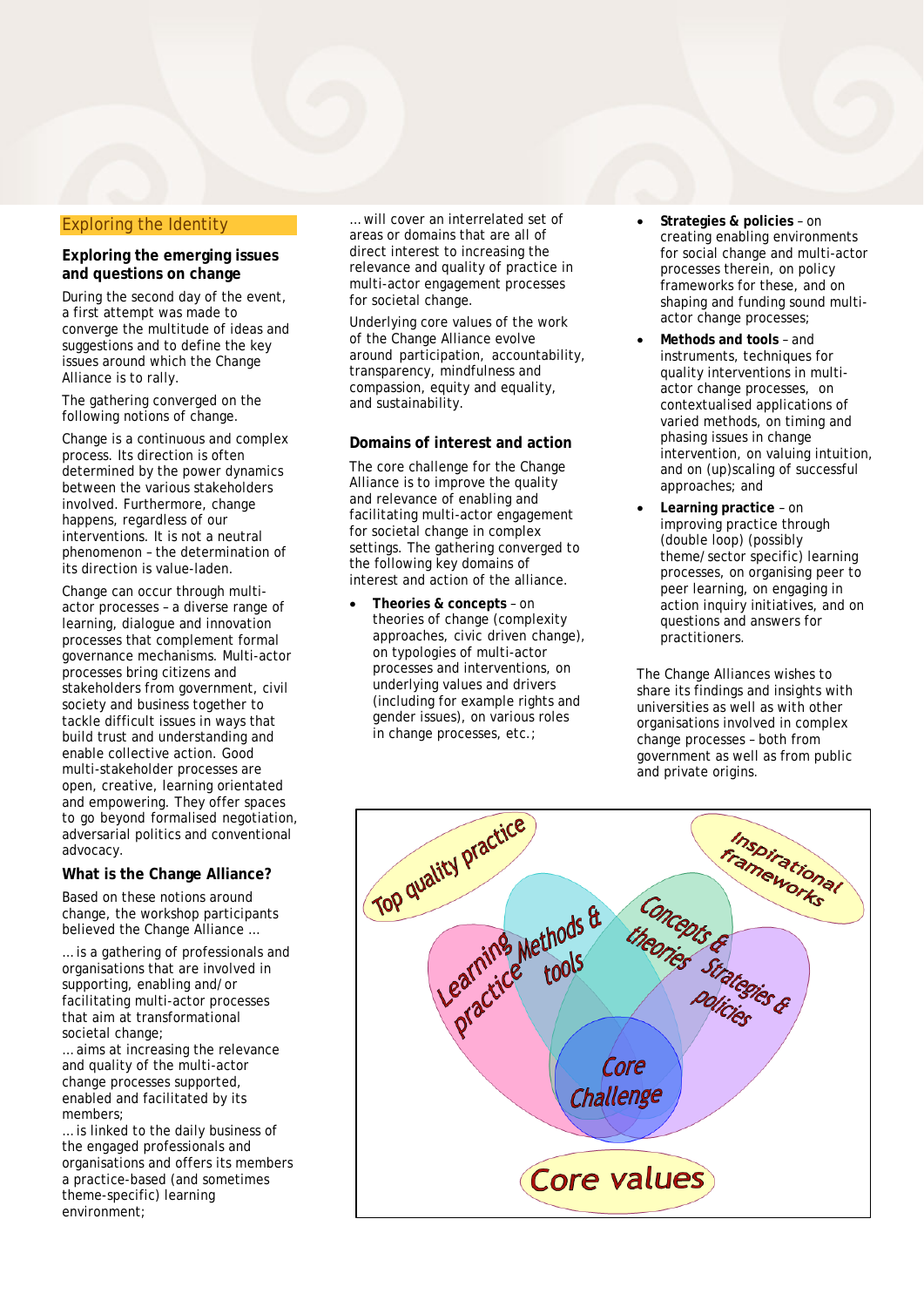## Exploring the Identity

### Exploring the emerging issues and questions on change

During the second day of the event, a first attempt was made to converge the multitude of ideas and suggestions and to define the key issues around which the Change Alliance is to rally.

The gathering converged on the following notions of change.

Change is a continuous and complex process. Its direction is often determined by the power dynamics between the various stakeholders involved. Furthermore, change happens, regardless of our interventions. It is not a neutral phenomenon – the determination of its direction is value-laden.

Change can occur through multi-actor processes – a diverse range of learning, dialogue and innovation processes that complement formal governance mechanisms. Multi-actor processes bring citizens and stakeholders from government, civil society and business together to tackle difficult issues in ways that build trust and understanding and enable collective action. Good multi-stakeholder processes are open, creative, learning orientated and empowering. They offer spaces to go beyond formalised negotiation, adversarial politics and conventional advocacy.

### What is the Change Alliance?

Based on these notions around change, the workshop participants believed the Change Alliance …

… is a gathering of professionals and organisations that are involved in supporting, enabling and/or facilitating multi-actor processes that aim at transformational societal change;
… aims at increasing the relevance and quality of the multi-actor change processes supported, enabled and facilitated by its members;
… is linked to the daily business of the engaged professionals and organisations and offers its members a practice-based (and sometimes theme-specific) learning environment;
… will cover an interrelated set of areas or domains that are all of direct interest to increasing the relevance and quality of practice in multi-actor engagement processes for societal change.

Underlying core values of the work of the Change Alliance evolve around participation, accountability, transparency, mindfulness and compassion, equity and equality, and sustainability.

### Domains of interest and action

The core challenge for the Change Alliance is to improve the quality and relevance of enabling and facilitating multi-actor engagement for societal change in complex settings. The gathering converged to the following key domains of interest and action of the alliance.

- **Theories & concepts** – on theories of change (complexity approaches, civic driven change), on typologies of multi-actor processes and interventions, on underlying values and drivers (including for example rights and gender issues), on various roles in change processes, etc.;
- **Strategies & policies** – on creating enabling environments for social change and multi-actor processes therein, on policy frameworks for these, and on shaping and funding sound multi-actor change processes;
- **Methods and tools** – and instruments, techniques for quality interventions in multi-actor change processes, on contextualised applications of varied methods, on timing and phasing issues in change intervention, on valuing intuition, and on (up)scaling of successful approaches; and
- **Learning practice** – on improving practice through (double loop) (possibly theme/sector specific) learning processes, on organising peer to peer learning, on engaging in action inquiry initiatives, and on questions and answers for practitioners.

The Change Alliances wishes to share its findings and insights with universities as well as with other organisations involved in complex change processes – both from government as well as from public and private origins.

Top quality practice

Inspirational frameworks

Learning practice

Methods & tools

Concepts & theories

Strategies & policies

Core Challenge

Core values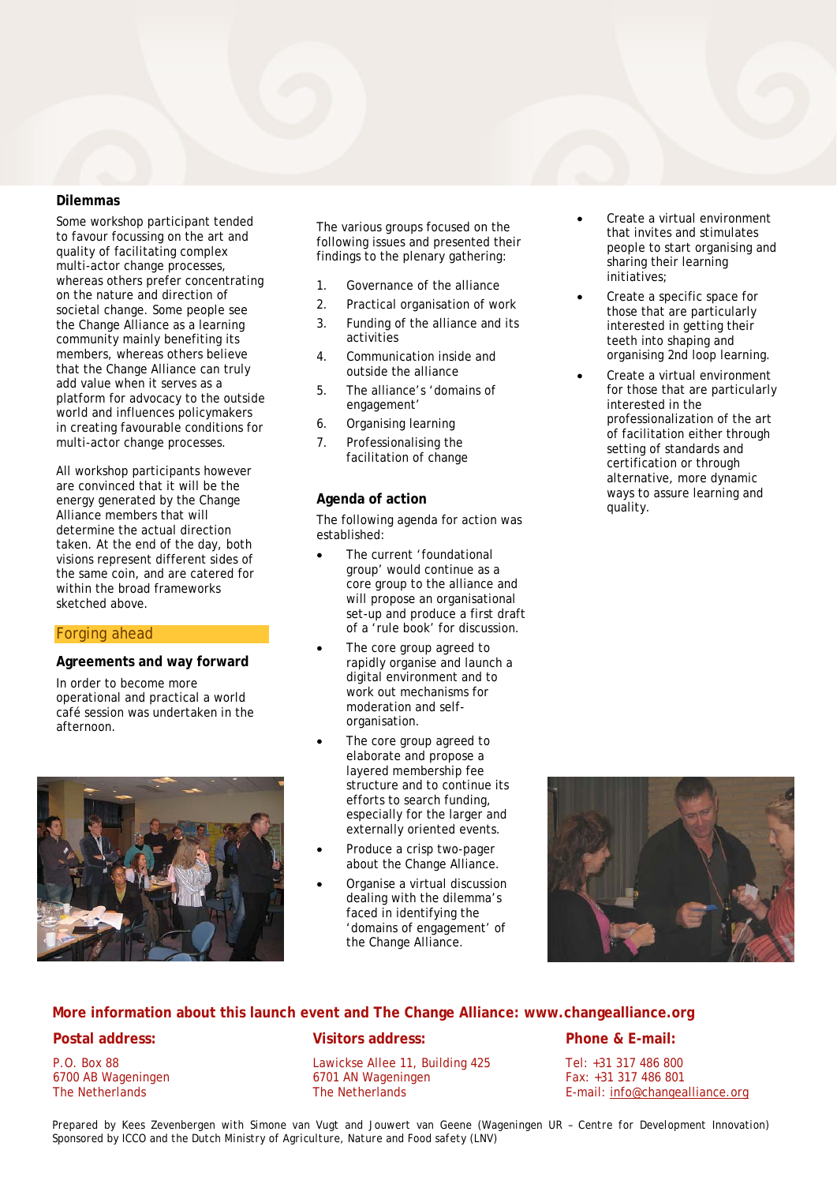### Dilemmas

Some workshop participant tended to favour focussing on the art and quality of facilitating complex multi-actor change processes, whereas others prefer concentrating on the nature and direction of societal change. Some people see the Change Alliance as a learning community mainly benefiting its members, whereas others believe that the Change Alliance can truly add value when it serves as a platform for advocacy to the outside world and influences policymakers in creating favourable conditions for multi-actor change processes.

All workshop participants however are convinced that it will be the energy generated by the Change Alliance members that will determine the actual direction taken. At the end of the day, both visions represent different sides of the same coin, and are catered for within the broad frameworks sketched above.

## Forging ahead

### Agreements and way forward

In order to become more operational and practical a world café session was undertaken in the afternoon.

The various groups focused on the following issues and presented their findings to the plenary gathering:

1. Governance of the alliance
2. Practical organisation of work
3. Funding of the alliance and its activities
4. Communication inside and outside the alliance
5. The alliance's 'domains of engagement'
6. Organising learning
7. Professionalising the facilitation of change

### Agenda of action

The following agenda for action was established:

- The current 'foundational group' would continue as a core group to the alliance and will propose an organisational set-up and produce a first draft of a 'rule book' for discussion.
- The core group agreed to rapidly organise and launch a digital environment and to work out mechanisms for moderation and self-organisation.
- The core group agreed to elaborate and propose a layered membership fee structure and to continue its efforts to search funding, especially for the larger and externally oriented events.
- Produce a crisp two-pager about the Change Alliance.
- Organise a virtual discussion dealing with the dilemma's faced in identifying the 'domains of engagement' of the Change Alliance.
- Create a virtual environment that invites and stimulates people to start organising and sharing their learning initiatives;
- Create a specific space for those that are particularly interested in getting their teeth into shaping and organising 2nd loop learning.
- Create a virtual environment for those that are particularly interested in the professionalization of the art of facilitation either through setting of standards and certification or through alternative, more dynamic ways to assure learning and quality.

**More information about this launch event and The Change Alliance: www.changealliance.org**

**Postal address:**
P.O. Box 88
6700 AB Wageningen
The Netherlands

**Visitors address:**
Lawickse Allee 11, Building 425
6701 AN Wageningen
The Netherlands

**Phone & E-mail:**
Tel: +31 317 486 800
Fax: +31 317 486 801
E-mail: info@changealliance.org

Prepared by Kees Zevenbergen with Simone van Vugt and Jouwert van Geene (Wageningen UR – Centre for Development Innovation)
Sponsored by ICCO and the Dutch Ministry of Agriculture, Nature and Food safety (LNV)